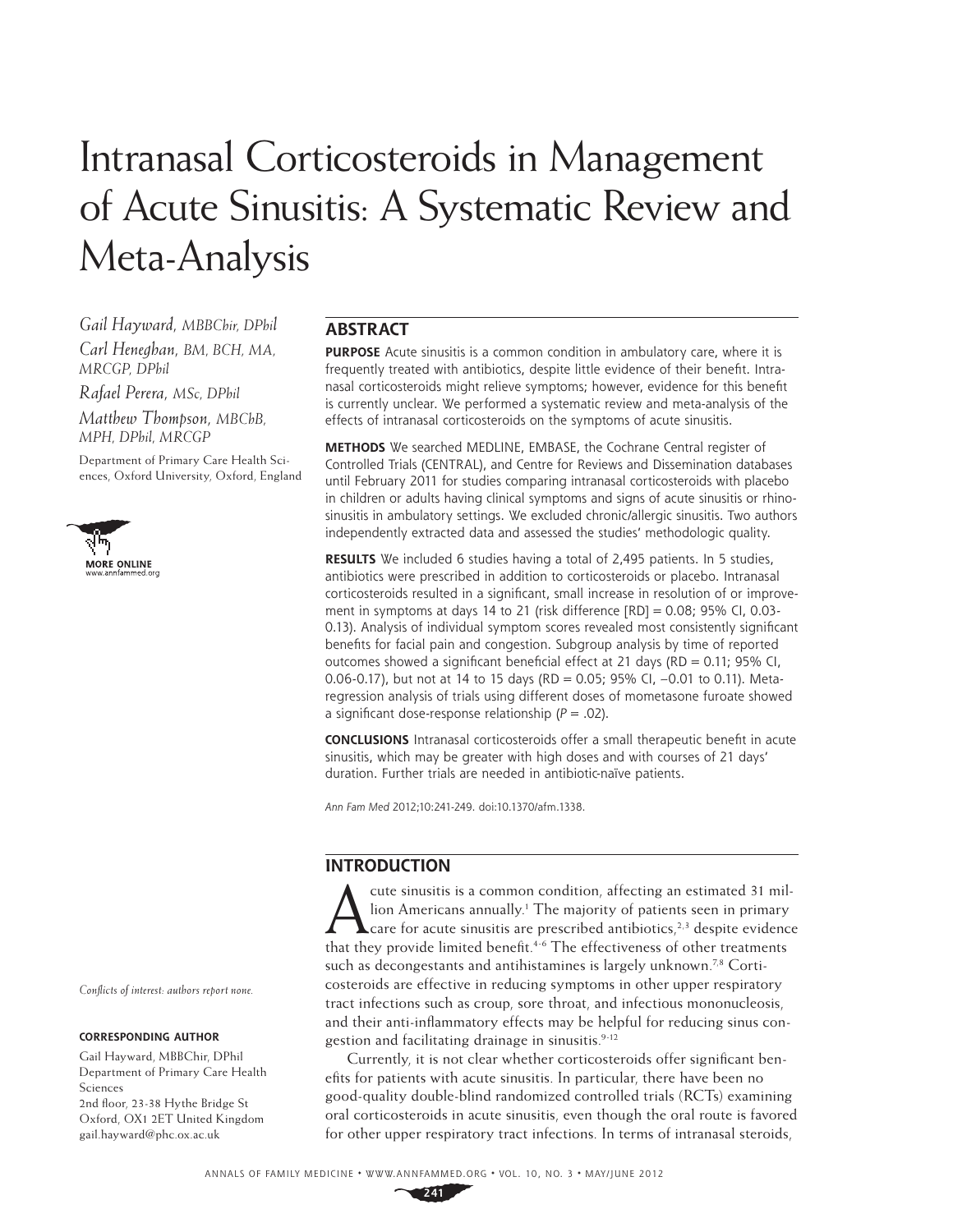# Intranasal Corticosteroids in Management of Acute Sinusitis: A Systematic Review and Meta-Analysis

*Gail Hayward, MBBChir, DPhil*

*Carl Heneghan, BM, BCH, MA, MRCGP, DPhil*

*Rafael Perera, MSc, DPhil*

*Matthew Thompson, MBChB, MPH, DPhil, MRCGP*

Department of Primary Care Health Sciences, Oxford University, Oxford, England

MORE ONLINE
www.annfammed.org

*Conflicts of interest: authors report none.*

**CORRESPONDING AUTHOR**

Gail Hayward, MBBChir, DPhil
Department of Primary Care Health Sciences
2nd floor, 23-38 Hythe Bridge St
Oxford, OX1 2ET United Kingdom
gail.hayward@phc.ox.ac.uk

## ABSTRACT

**PURPOSE** Acute sinusitis is a common condition in ambulatory care, where it is frequently treated with antibiotics, despite little evidence of their benefit. Intranasal corticosteroids might relieve symptoms; however, evidence for this benefit is currently unclear. We performed a systematic review and meta-analysis of the effects of intranasal corticosteroids on the symptoms of acute sinusitis.

**METHODS** We searched MEDLINE, EMBASE, the Cochrane Central register of Controlled Trials (CENTRAL), and Centre for Reviews and Dissemination databases until February 2011 for studies comparing intranasal corticosteroids with placebo in children or adults having clinical symptoms and signs of acute sinusitis or rhinosinusitis in ambulatory settings. We excluded chronic/allergic sinusitis. Two authors independently extracted data and assessed the studies' methodologic quality.

**RESULTS** We included 6 studies having a total of 2,495 patients. In 5 studies, antibiotics were prescribed in addition to corticosteroids or placebo. Intranasal corticosteroids resulted in a significant, small increase in resolution of or improvement in symptoms at days 14 to 21 (risk difference [RD] = 0.08; 95% CI, 0.03-0.13). Analysis of individual symptom scores revealed most consistently significant benefits for facial pain and congestion. Subgroup analysis by time of reported outcomes showed a significant beneficial effect at 21 days (RD = 0.11; 95% CI, 0.06-0.17), but not at 14 to 15 days (RD = 0.05; 95% CI, −0.01 to 0.11). Meta-regression analysis of trials using different doses of mometasone furoate showed a significant dose-response relationship ($P = .02$).

**CONCLUSIONS** Intranasal corticosteroids offer a small therapeutic benefit in acute sinusitis, which may be greater with high doses and with courses of 21 days' duration. Further trials are needed in antibiotic-naïve patients.

*Ann Fam Med* 2012;10:241-249. doi:10.1370/afm.1338.

## INTRODUCTION

Acute sinusitis is a common condition, affecting an estimated 31 million Americans annually.[1] The majority of patients seen in primary care for acute sinusitis are prescribed antibiotics,[2,3] despite evidence that they provide limited benefit.[4-6] The effectiveness of other treatments such as decongestants and antihistamines is largely unknown.[7,8] Corticosteroids are effective in reducing symptoms in other upper respiratory tract infections such as croup, sore throat, and infectious mononucleosis, and their anti-inflammatory effects may be helpful for reducing sinus congestion and facilitating drainage in sinusitis.[9-12]

Currently, it is not clear whether corticosteroids offer significant benefits for patients with acute sinusitis. In particular, there have been no good-quality double-blind randomized controlled trials (RCTs) examining oral corticosteroids in acute sinusitis, even though the oral route is favored for other upper respiratory tract infections. In terms of intranasal steroids,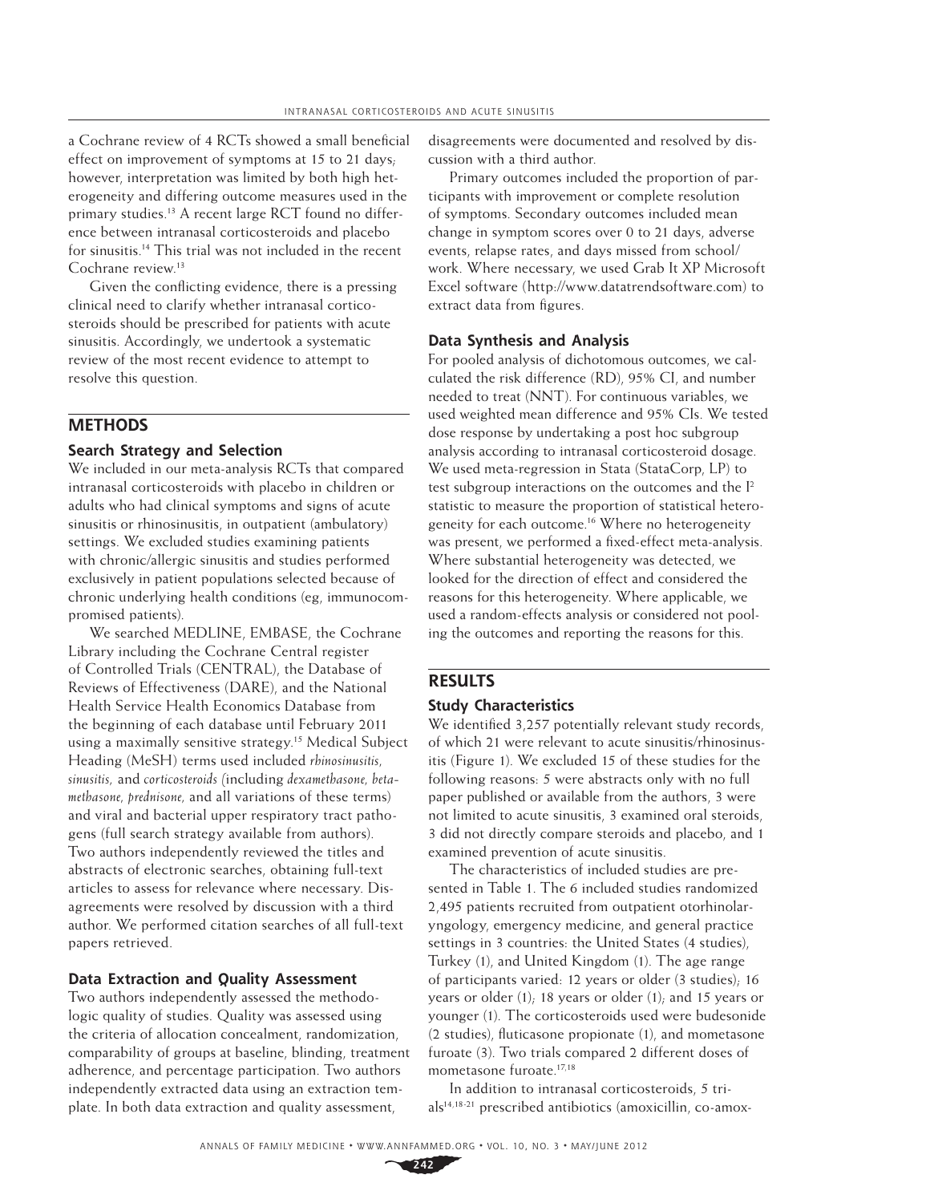a Cochrane review of 4 RCTs showed a small beneficial effect on improvement of symptoms at 15 to 21 days; however, interpretation was limited by both high heterogeneity and differing outcome measures used in the primary studies.[13] A recent large RCT found no difference between intranasal corticosteroids and placebo for sinusitis.[14] This trial was not included in the recent Cochrane review.[13]

Given the conflicting evidence, there is a pressing clinical need to clarify whether intranasal corticosteroids should be prescribed for patients with acute sinusitis. Accordingly, we undertook a systematic review of the most recent evidence to attempt to resolve this question.

## METHODS

### Search Strategy and Selection

We included in our meta-analysis RCTs that compared intranasal corticosteroids with placebo in children or adults who had clinical symptoms and signs of acute sinusitis or rhinosinusitis, in outpatient (ambulatory) settings. We excluded studies examining patients with chronic/allergic sinusitis and studies performed exclusively in patient populations selected because of chronic underlying health conditions (eg, immunocompromised patients).

We searched MEDLINE, EMBASE, the Cochrane Library including the Cochrane Central register of Controlled Trials (CENTRAL), the Database of Reviews of Effectiveness (DARE), and the National Health Service Health Economics Database from the beginning of each database until February 2011 using a maximally sensitive strategy.[15] Medical Subject Heading (MeSH) terms used included *rhinosinusitis*, *sinusitis*, and *corticosteroids* (including *dexamethasone*, *betamethasone*, *prednisone*, and all variations of these terms) and viral and bacterial upper respiratory tract pathogens (full search strategy available from authors). Two authors independently reviewed the titles and abstracts of electronic searches, obtaining full-text articles to assess for relevance where necessary. Disagreements were resolved by discussion with a third author. We performed citation searches of all full-text papers retrieved.

### Data Extraction and Quality Assessment

Two authors independently assessed the methodologic quality of studies. Quality was assessed using the criteria of allocation concealment, randomization, comparability of groups at baseline, blinding, treatment adherence, and percentage participation. Two authors independently extracted data using an extraction template. In both data extraction and quality assessment, disagreements were documented and resolved by discussion with a third author.

Primary outcomes included the proportion of participants with improvement or complete resolution of symptoms. Secondary outcomes included mean change in symptom scores over 0 to 21 days, adverse events, relapse rates, and days missed from school/work. Where necessary, we used Grab It XP Microsoft Excel software (http://www.datatrendsoftware.com) to extract data from figures.

### Data Synthesis and Analysis

For pooled analysis of dichotomous outcomes, we calculated the risk difference (RD), 95% CI, and number needed to treat (NNT). For continuous variables, we used weighted mean difference and 95% CIs. We tested dose response by undertaking a post hoc subgroup analysis according to intranasal corticosteroid dosage. We used meta-regression in Stata (StataCorp, LP) to test subgroup interactions on the outcomes and the $I^2$ statistic to measure the proportion of statistical heterogeneity for each outcome.[16] Where no heterogeneity was present, we performed a fixed-effect meta-analysis. Where substantial heterogeneity was detected, we looked for the direction of effect and considered the reasons for this heterogeneity. Where applicable, we used a random-effects analysis or considered not pooling the outcomes and reporting the reasons for this.

## RESULTS

### Study Characteristics

We identified 3,257 potentially relevant study records, of which 21 were relevant to acute sinusitis/rhinosinusitis (Figure 1). We excluded 15 of these studies for the following reasons: 5 were abstracts only with no full paper published or available from the authors, 3 were not limited to acute sinusitis, 3 examined oral steroids, 3 did not directly compare steroids and placebo, and 1 examined prevention of acute sinusitis.

The characteristics of included studies are presented in Table 1. The 6 included studies randomized 2,495 patients recruited from outpatient otorhinolaryngology, emergency medicine, and general practice settings in 3 countries: the United States (4 studies), Turkey (1), and United Kingdom (1). The age range of participants varied: 12 years or older (3 studies); 16 years or older (1); 18 years or older (1); and 15 years or younger (1). The corticosteroids used were budesonide (2 studies), fluticasone propionate (1), and mometasone furoate (3). Two trials compared 2 different doses of mometasone furoate.[17,18]

In addition to intranasal corticosteroids, 5 trials[14,18-21] prescribed antibiotics (amoxicillin, co-amox-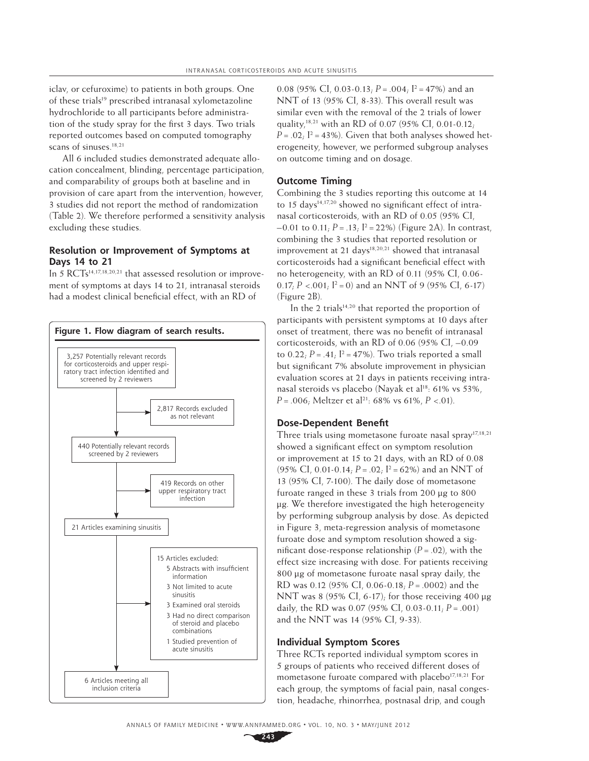iclav, or cefuroxime) to patients in both groups. One of these trials[19] prescribed intranasal xylometazoline hydrochloride to all participants before administration of the study spray for the first 3 days. Two trials reported outcomes based on computed tomography scans of sinuses.[18,21]

All 6 included studies demonstrated adequate allocation concealment, blinding, percentage participation, and comparability of groups both at baseline and in provision of care apart from the intervention; however, 3 studies did not report the method of randomization (Table 2). We therefore performed a sensitivity analysis excluding these studies.

### Resolution or Improvement of Symptoms at Days 14 to 21

In 5 RCTs[14,17,18,20,21] that assessed resolution or improvement of symptoms at days 14 to 21, intranasal steroids had a modest clinical beneficial effect, with an RD of 0.08 (95% CI, 0.03-0.13; $P = .004$; $I^2 = 47\%$) and an NNT of 13 (95% CI, 8-33). This overall result was similar even with the removal of the 2 trials of lower quality,[18,21] with an RD of 0.07 (95% CI, 0.01-0.12; $P = .02$; $I^2 = 43\%$). Given that both analyses showed heterogeneity, however, we performed subgroup analyses on outcome timing and on dosage.

**Figure 1. Flow diagram of search results.**

- 3,257 Potentially relevant records for corticosteroids and upper respiratory tract infection identified and screened by 2 reviewers
  - → 2,817 Records excluded as not relevant
- 440 Potentially relevant records screened by 2 reviewers
  - → 419 Records on other upper respiratory tract infection
- 21 Articles examining sinusitis
  - → 15 Articles excluded:
    - 5 Abstracts with insufficient information
    - 3 Not limited to acute sinusitis
    - 3 Examined oral steroids
    - 3 Had no direct comparison of steroid and placebo combinations
    - 1 Studied prevention of acute sinusitis
- 6 Articles meeting all inclusion criteria

### Outcome Timing

Combining the 3 studies reporting this outcome at 14 to 15 days[14,17,20] showed no significant effect of intranasal corticosteroids, with an RD of 0.05 (95% CI, –0.01 to 0.11; $P = .13$; $I^2 = 22\%$) (Figure 2A). In contrast, combining the 3 studies that reported resolution or improvement at 21 days[18,20,21] showed that intranasal corticosteroids had a significant beneficial effect with no heterogeneity, with an RD of 0.11 (95% CI, 0.06-0.17; $P < .001$; $I^2 = 0$) and an NNT of 9 (95% CI, 6-17) (Figure 2B).

In the 2 trials[14,20] that reported the proportion of participants with persistent symptoms at 10 days after onset of treatment, there was no benefit of intranasal corticosteroids, with an RD of 0.06 (95% CI, –0.09 to 0.22; $P = .41$; $I^2 = 47\%$). Two trials reported a small but significant 7% absolute improvement in physician evaluation scores at 21 days in patients receiving intranasal steroids vs placebo (Nayak et al[18]: 61% vs 53%, $P = .006$; Meltzer et al[21]: 68% vs 61%, $P < .01$).

### Dose-Dependent Benefit

Three trials using mometasone furoate nasal spray[17,18,21] showed a significant effect on symptom resolution or improvement at 15 to 21 days, with an RD of 0.08 (95% CI, 0.01-0.14; $P = .02$; $I^2 = 62\%$) and an NNT of 13 (95% CI, 7-100). The daily dose of mometasone furoate ranged in these 3 trials from 200 μg to 800 μg. We therefore investigated the high heterogeneity by performing subgroup analysis by dose. As depicted in Figure 3, meta-regression analysis of mometasone furoate dose and symptom resolution showed a significant dose-response relationship ($P = .02$), with the effect size increasing with dose. For patients receiving 800 μg of mometasone furoate nasal spray daily, the RD was 0.12 (95% CI, 0.06-0.18; $P = .0002$) and the NNT was 8 (95% CI, 6-17); for those receiving 400 μg daily, the RD was 0.07 (95% CI, 0.03-0.11; $P = .001$) and the NNT was 14 (95% CI, 9-33).

### Individual Symptom Scores

Three RCTs reported individual symptom scores in 5 groups of patients who received different doses of mometasone furoate compared with placebo[17,18,21] For each group, the symptoms of facial pain, nasal congestion, headache, rhinorrhea, postnasal drip, and cough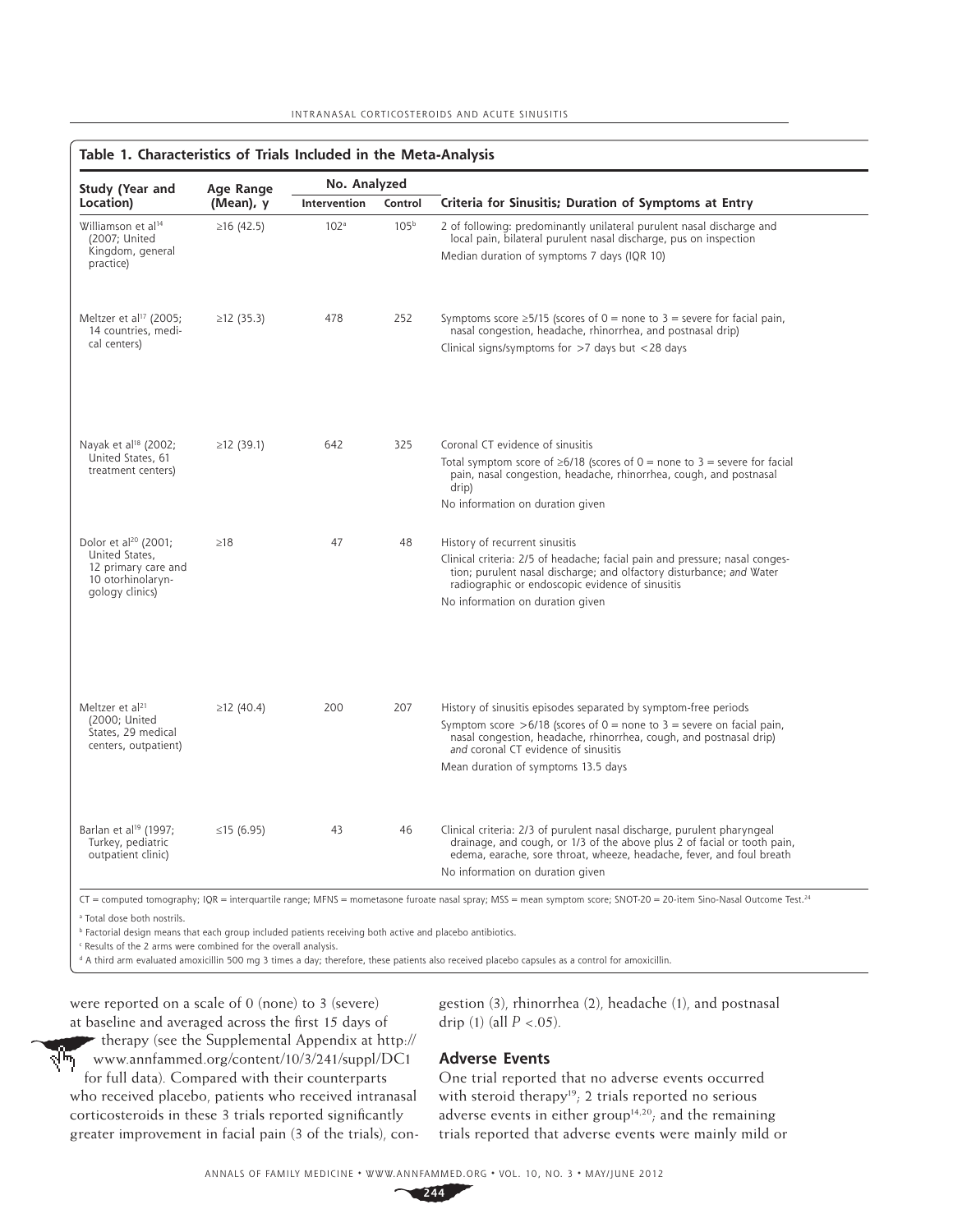**Table 1. Characteristics of Trials Included in the Meta-Analysis**

| Study (Year and Location) | Age Range (Mean), y | No. Analyzed | | Criteria for Sinusitis; Duration of Symptoms at Entry |
|---|---|---|---|---|
| | | Intervention | Control | |
| Williamson et al[14] (2007; United Kingdom, general practice) | ≥16 (42.5) | 102[a] | 105[b] | 2 of following: predominantly unilateral purulent nasal discharge and local pain, bilateral purulent nasal discharge, pus on inspection<br>Median duration of symptoms 7 days (IQR 10) |
| Meltzer et al[17] (2005; 14 countries, medical centers) | ≥12 (35.3) | 478 | 252 | Symptoms score ≥5/15 (scores of 0 = none to 3 = severe for facial pain, nasal congestion, headache, rhinorrhea, and postnasal drip)<br>Clinical signs/symptoms for >7 days but <28 days |
| Nayak et al[18] (2002; United States, 61 treatment centers) | ≥12 (39.1) | 642 | 325 | Coronal CT evidence of sinusitis<br>Total symptom score of ≥6/18 (scores of 0 = none to 3 = severe for facial pain, nasal congestion, headache, rhinorrhea, cough, and postnasal drip)<br>No information on duration given |
| Dolor et al[20] (2001; United States, 12 primary care and 10 otorhinolaryngology clinics) | ≥18 | 47 | 48 | History of recurrent sinusitis<br>Clinical criteria: 2/5 of headache; facial pain and pressure; nasal congestion; purulent nasal discharge; and olfactory disturbance; *and* Water radiographic or endoscopic evidence of sinusitis<br>No information on duration given |
| Meltzer et al[21] (2000; United States, 29 medical centers, outpatient) | ≥12 (40.4) | 200 | 207 | History of sinusitis episodes separated by symptom-free periods<br>Symptom score >6/18 (scores of 0 = none to 3 = severe on facial pain, nasal congestion, headache, rhinorrhea, cough, and postnasal drip) *and* coronal CT evidence of sinusitis<br>Mean duration of symptoms 13.5 days |
| Barlan et al[19] (1997; Turkey, pediatric outpatient clinic) | ≤15 (6.95) | 43 | 46 | Clinical criteria: 2/3 of purulent nasal discharge, purulent pharyngeal drainage, and cough, or 1/3 of the above plus 2 of facial or tooth pain, edema, earache, sore throat, wheeze, headache, fever, and foul breath<br>No information on duration given |

CT = computed tomography; IQR = interquartile range; MFNS = mometasone furoate nasal spray; MSS = mean symptom score; SNOT-20 = 20-item Sino-Nasal Outcome Test.[24]

[a] Total dose both nostrils.

[b] Factorial design means that each group included patients receiving both active and placebo antibiotics.

[c] Results of the 2 arms were combined for the overall analysis.

[d] A third arm evaluated amoxicillin 500 mg 3 times a day; therefore, these patients also received placebo capsules as a control for amoxicillin.

were reported on a scale of 0 (none) to 3 (severe) at baseline and averaged across the first 15 days of therapy (see the Supplemental Appendix at http://www.annfammed.org/content/10/3/241/suppl/DC1 for full data). Compared with their counterparts who received placebo, patients who received intranasal corticosteroids in these 3 trials reported significantly greater improvement in facial pain (3 of the trials), congestion (3), rhinorrhea (2), headache (1), and postnasal drip (1) (all $P < .05$).

### Adverse Events

One trial reported that no adverse events occurred with steroid therapy[19]; 2 trials reported no serious adverse events in either group[14,20]; and the remaining trials reported that adverse events were mainly mild or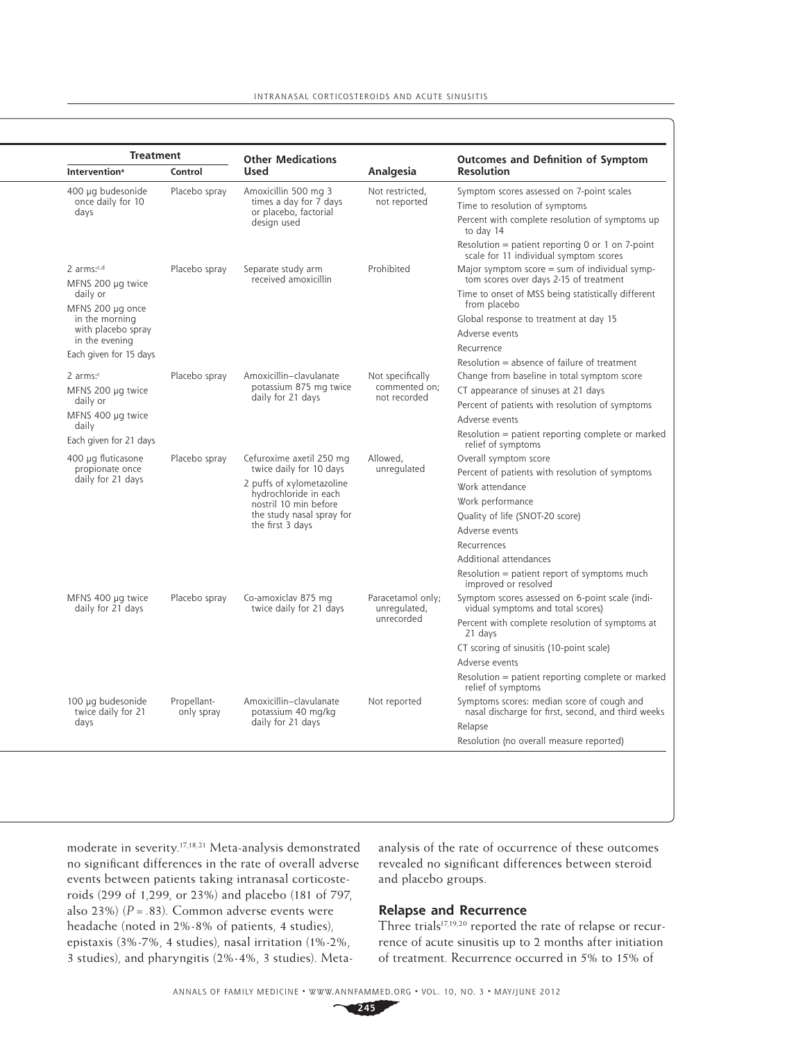| Treatment | | Other Medications Used | Analgesia | Outcomes and Definition of Symptom Resolution |
|---|---|---|---|---|
| Intervention[a] | Control | | | |
| 400 µg budesonide once daily for 10 days | Placebo spray | Amoxicillin 500 mg 3 times a day for 7 days or placebo, factorial design used | Not restricted, not reported | Symptom scores assessed on 7-point scales<br>Time to resolution of symptoms<br>Percent with complete resolution of symptoms up to day 14<br>Resolution = patient reporting 0 or 1 on 7-point scale for 11 individual symptom scores |
| 2 arms:[c,d]<br>MFNS 200 µg twice daily or<br>MFNS 200 µg once in the morning with placebo spray in the evening<br>Each given for 15 days | Placebo spray | Separate study arm received amoxicillin | Prohibited | Major symptom score = sum of individual symptom scores over days 2-15 of treatment<br>Time to onset of MSS being statistically different from placebo<br>Global response to treatment at day 15<br>Adverse events<br>Recurrence<br>Resolution = absence of failure of treatment |
| 2 arms:[c]<br>MFNS 200 µg twice daily or<br>MFNS 400 µg twice daily<br>Each given for 21 days | Placebo spray | Amoxicillin–clavulanate potassium 875 mg twice daily for 21 days | Not specifically commented on; not recorded | Change from baseline in total symptom score<br>CT appearance of sinuses at 21 days<br>Percent of patients with resolution of symptoms<br>Adverse events<br>Resolution = patient reporting complete or marked relief of symptoms |
| 400 µg fluticasone propionate once daily for 21 days | Placebo spray | Cefuroxime axetil 250 mg twice daily for 10 days<br>2 puffs of xylometazoline hydrochloride in each nostril 10 min before the study nasal spray for the first 3 days | Allowed, unregulated | Overall symptom score<br>Percent of patients with resolution of symptoms<br>Work attendance<br>Work performance<br>Quality of life (SNOT-20 score)<br>Adverse events<br>Recurrences<br>Additional attendances<br>Resolution = patient report of symptoms much improved or resolved |
| MFNS 400 µg twice daily for 21 days | Placebo spray | Co-amoxiclav 875 mg twice daily for 21 days | Paracetamol only; unregulated, unrecorded | Symptom scores assessed on 6-point scale (individual symptoms and total scores)<br>Percent with complete resolution of symptoms at 21 days<br>CT scoring of sinusitis (10-point scale)<br>Adverse events<br>Resolution = patient reporting complete or marked relief of symptoms |
| 100 µg budesonide twice daily for 21 days | Propellant-only spray | Amoxicillin–clavulanate potassium 40 mg/kg daily for 21 days | Not reported | Symptoms scores: median score of cough and nasal discharge for first, second, and third weeks<br>Relapse<br>Resolution (no overall measure reported) |

moderate in severity.[17,18,21] Meta-analysis demonstrated no significant differences in the rate of overall adverse events between patients taking intranasal corticosteroids (299 of 1,299, or 23%) and placebo (181 of 797, also 23%) ($P = .83$). Common adverse events were headache (noted in 2%-8% of patients, 4 studies), epistaxis (3%-7%, 4 studies), nasal irritation (1%-2%, 3 studies), and pharyngitis (2%-4%, 3 studies). Meta-analysis of the rate of occurrence of these outcomes revealed no significant differences between steroid and placebo groups.

## Relapse and Recurrence

Three trials[17,19,20] reported the rate of relapse or recurrence of acute sinusitis up to 2 months after initiation of treatment. Recurrence occurred in 5% to 15% of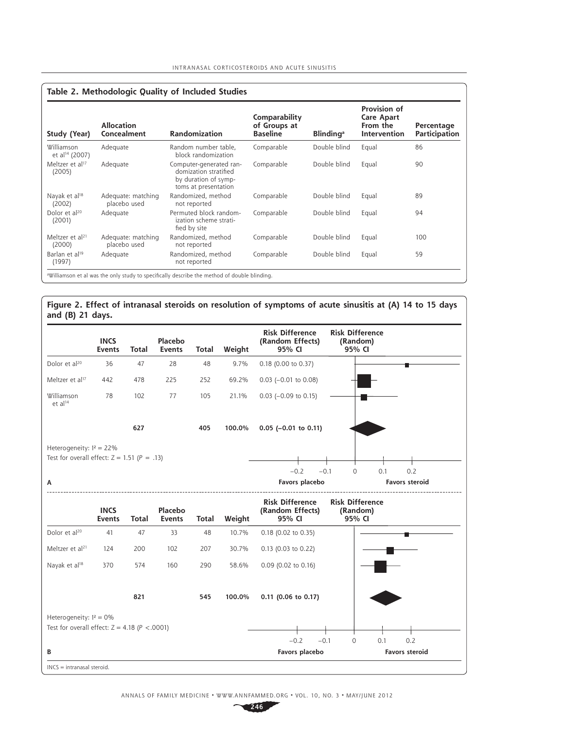## Table 2. Methodologic Quality of Included Studies

| Study (Year) | Allocation Concealment | Randomization | Comparability of Groups at Baseline | Blinding[a] | Provision of Care Apart From the Intervention | Percentage Participation |
|---|---|---|---|---|---|---|
| Williamson et al[14] (2007) | Adequate | Random number table, block randomization | Comparable | Double blind | Equal | 86 |
| Meltzer et al[17] (2005) | Adequate | Computer-generated randomization stratified by duration of symptoms at presentation | Comparable | Double blind | Equal | 90 |
| Nayak et al[18] (2002) | Adequate: matching placebo used | Randomized, method not reported | Comparable | Double blind | Equal | 89 |
| Dolor et al[20] (2001) | Adequate | Permuted block randomization scheme stratified by site | Comparable | Double blind | Equal | 94 |
| Meltzer et al[21] (2000) | Adequate: matching placebo used | Randomized, method not reported | Comparable | Double blind | Equal | 100 |
| Barlan et al[19] (1997) | Adequate | Randomized, method not reported | Comparable | Double blind | Equal | 59 |

[a]Williamson et al was the only study to specifically describe the method of double blinding.

## Figure 2. Effect of intranasal steroids on resolution of symptoms of acute sinusitis at (A) 14 to 15 days and (B) 21 days.

**A**

| | INCS Events | Total | Placebo Events | Total | Weight | Risk Difference (Random Effects) 95% CI |
|---|---|---|---|---|---|---|
| Dolor et al[20] | 36 | 47 | 28 | 48 | 9.7% | 0.18 (0.00 to 0.37) |
| Meltzer et al[17] | 442 | 478 | 225 | 252 | 69.2% | 0.03 (−0.01 to 0.08) |
| Williamson et al[14] | 78 | 102 | 77 | 105 | 21.1% | 0.03 (−0.09 to 0.15) |
| | | **627** | | **405** | **100.0%** | **0.05 (−0.01 to 0.11)** |

Heterogeneity: $I^2 = 22\%$

Test for overall effect: $Z = 1.51$ ($P = .13$)

Risk Difference (Random) 95% CI: −0.2, −0.1, 0, 0.1, 0.2 — Favors placebo / Favors steroid

**B**

| | INCS Events | Total | Placebo Events | Total | Weight | Risk Difference (Random Effects) 95% CI |
|---|---|---|---|---|---|---|
| Dolor et al[20] | 41 | 47 | 33 | 48 | 10.7% | 0.18 (0.02 to 0.35) |
| Meltzer et al[21] | 124 | 200 | 102 | 207 | 30.7% | 0.13 (0.03 to 0.22) |
| Nayak et al[18] | 370 | 574 | 160 | 290 | 58.6% | 0.09 (0.02 to 0.16) |
| | | **821** | | **545** | **100.0%** | **0.11 (0.06 to 0.17)** |

Heterogeneity: $I^2 = 0\%$

Test for overall effect: $Z = 4.18$ ($P < .0001$)

Risk Difference (Random) 95% CI: −0.2, −0.1, 0, 0.1, 0.2 — Favors placebo / Favors steroid

INCS = intranasal steroid.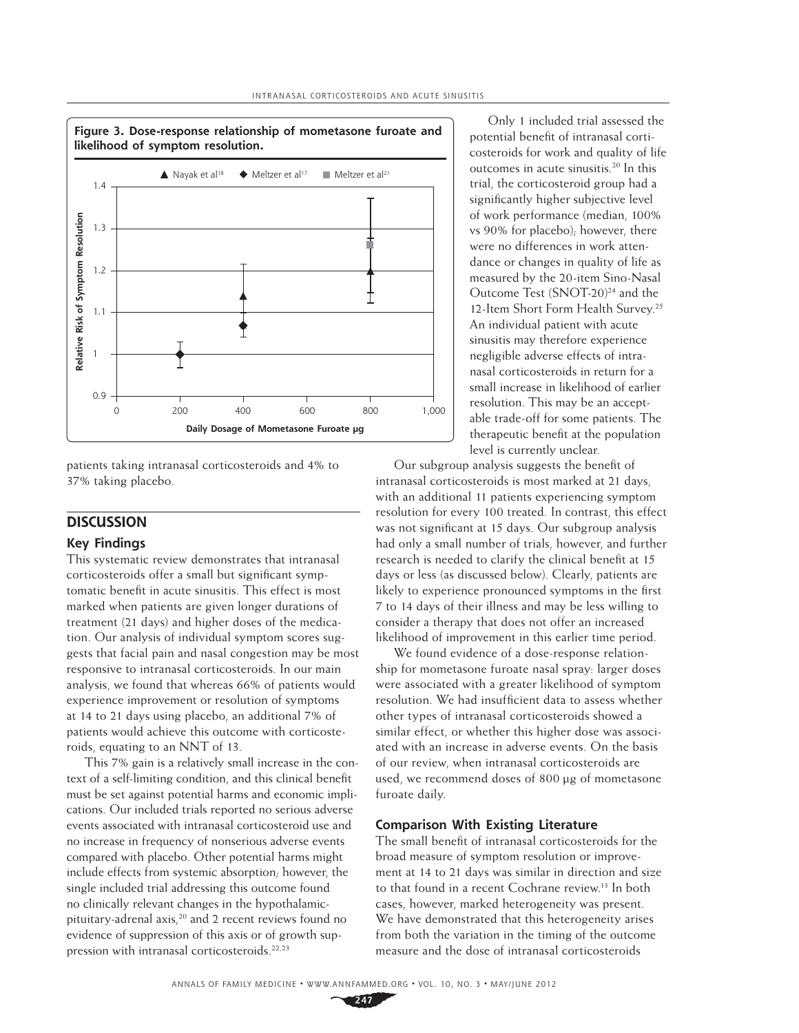**Figure 3. Dose-response relationship of mometasone furoate and likelihood of symptom resolution.**

patients taking intranasal corticosteroids and 4% to 37% taking placebo.

## DISCUSSION

### Key Findings

This systematic review demonstrates that intranasal corticosteroids offer a small but significant symptomatic benefit in acute sinusitis. This effect is most marked when patients are given longer durations of treatment (21 days) and higher doses of the medication. Our analysis of individual symptom scores suggests that facial pain and nasal congestion may be most responsive to intranasal corticosteroids. In our main analysis, we found that whereas 66% of patients would experience improvement or resolution of symptoms at 14 to 21 days using placebo, an additional 7% of patients would achieve this outcome with corticosteroids, equating to an NNT of 13.

This 7% gain is a relatively small increase in the context of a self-limiting condition, and this clinical benefit must be set against potential harms and economic implications. Our included trials reported no serious adverse events associated with intranasal corticosteroid use and no increase in frequency of nonserious adverse events compared with placebo. Other potential harms might include effects from systemic absorption; however, the single included trial addressing this outcome found no clinically relevant changes in the hypothalamic-pituitary-adrenal axis,[20] and 2 recent reviews found no evidence of suppression of this axis or of growth suppression with intranasal corticosteroids.[22,23]

Only 1 included trial assessed the potential benefit of intranasal corticosteroids for work and quality of life outcomes in acute sinusitis.[20] In this trial, the corticosteroid group had a significantly higher subjective level of work performance (median, 100% vs 90% for placebo); however, there were no differences in work attendance or changes in quality of life as measured by the 20-item Sino-Nasal Outcome Test (SNOT-20)[24] and the 12-Item Short Form Health Survey.[25] An individual patient with acute sinusitis may therefore experience negligible adverse effects of intranasal corticosteroids in return for a small increase in likelihood of earlier resolution. This may be an acceptable trade-off for some patients. The therapeutic benefit at the population level is currently unclear.

Our subgroup analysis suggests the benefit of intranasal corticosteroids is most marked at 21 days, with an additional 11 patients experiencing symptom resolution for every 100 treated. In contrast, this effect was not significant at 15 days. Our subgroup analysis had only a small number of trials, however, and further research is needed to clarify the clinical benefit at 15 days or less (as discussed below). Clearly, patients are likely to experience pronounced symptoms in the first 7 to 14 days of their illness and may be less willing to consider a therapy that does not offer an increased likelihood of improvement in this earlier time period.

We found evidence of a dose-response relationship for mometasone furoate nasal spray: larger doses were associated with a greater likelihood of symptom resolution. We had insufficient data to assess whether other types of intranasal corticosteroids showed a similar effect, or whether this higher dose was associated with an increase in adverse events. On the basis of our review, when intranasal corticosteroids are used, we recommend doses of 800 μg of mometasone furoate daily.

### Comparison With Existing Literature

The small benefit of intranasal corticosteroids for the broad measure of symptom resolution or improvement at 14 to 21 days was similar in direction and size to that found in a recent Cochrane review.[13] In both cases, however, marked heterogeneity was present. We have demonstrated that this heterogeneity arises from both the variation in the timing of the outcome measure and the dose of intranasal corticosteroids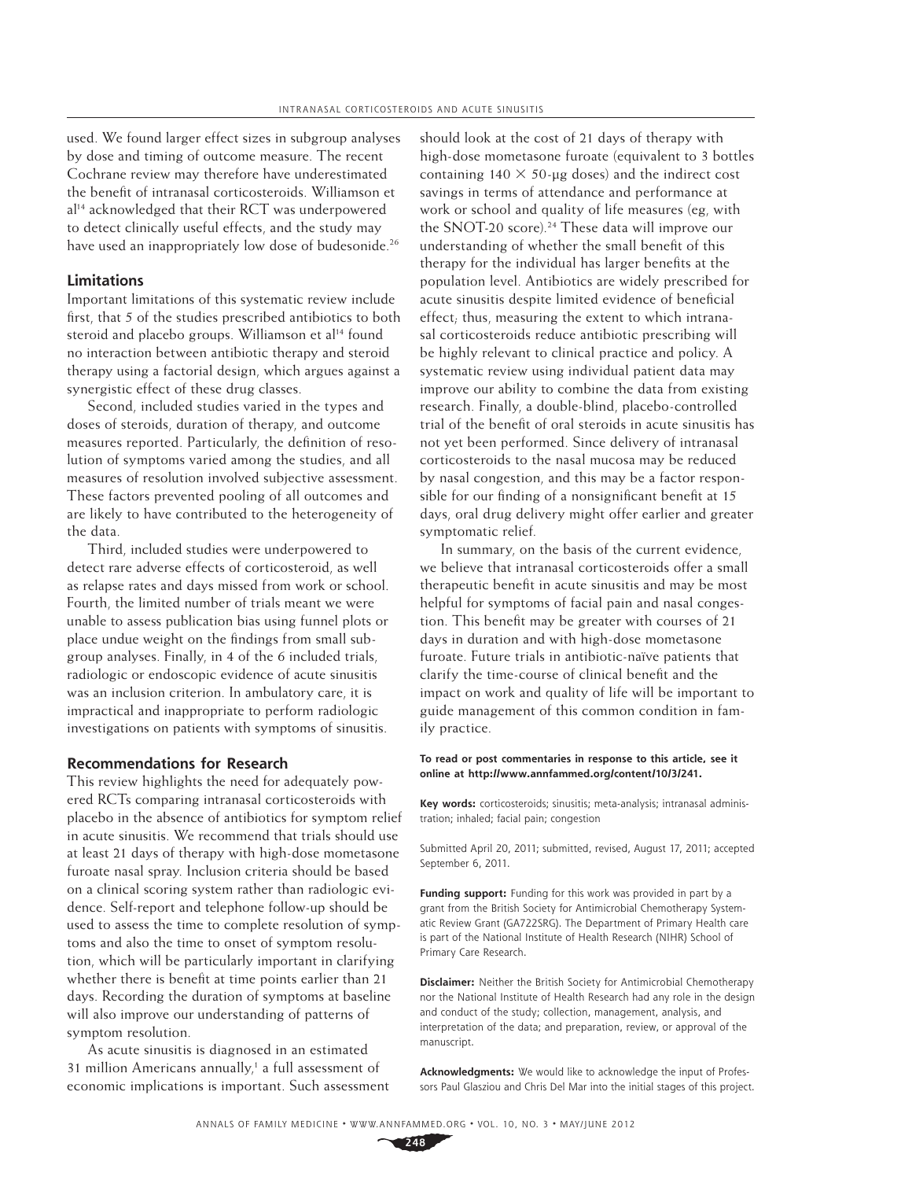used. We found larger effect sizes in subgroup analyses by dose and timing of outcome measure. The recent Cochrane review may therefore have underestimated the benefit of intranasal corticosteroids. Williamson et al[14] acknowledged that their RCT was underpowered to detect clinically useful effects, and the study may have used an inappropriately low dose of budesonide.[26]

## Limitations

Important limitations of this systematic review include first, that 5 of the studies prescribed antibiotics to both steroid and placebo groups. Williamson et al[14] found no interaction between antibiotic therapy and steroid therapy using a factorial design, which argues against a synergistic effect of these drug classes.

Second, included studies varied in the types and doses of steroids, duration of therapy, and outcome measures reported. Particularly, the definition of resolution of symptoms varied among the studies, and all measures of resolution involved subjective assessment. These factors prevented pooling of all outcomes and are likely to have contributed to the heterogeneity of the data.

Third, included studies were underpowered to detect rare adverse effects of corticosteroid, as well as relapse rates and days missed from work or school. Fourth, the limited number of trials meant we were unable to assess publication bias using funnel plots or place undue weight on the findings from small subgroup analyses. Finally, in 4 of the 6 included trials, radiologic or endoscopic evidence of acute sinusitis was an inclusion criterion. In ambulatory care, it is impractical and inappropriate to perform radiologic investigations on patients with symptoms of sinusitis.

## Recommendations for Research

This review highlights the need for adequately powered RCTs comparing intranasal corticosteroids with placebo in the absence of antibiotics for symptom relief in acute sinusitis. We recommend that trials should use at least 21 days of therapy with high-dose mometasone furoate nasal spray. Inclusion criteria should be based on a clinical scoring system rather than radiologic evidence. Self-report and telephone follow-up should be used to assess the time to complete resolution of symptoms and also the time to onset of symptom resolution, which will be particularly important in clarifying whether there is benefit at time points earlier than 21 days. Recording the duration of symptoms at baseline will also improve our understanding of patterns of symptom resolution.

As acute sinusitis is diagnosed in an estimated 31 million Americans annually,[1] a full assessment of economic implications is important. Such assessment should look at the cost of 21 days of therapy with high-dose mometasone furoate (equivalent to 3 bottles containing $140 \times 50$-µg doses) and the indirect cost savings in terms of attendance and performance at work or school and quality of life measures (eg, with the SNOT-20 score).[24] These data will improve our understanding of whether the small benefit of this therapy for the individual has larger benefits at the population level. Antibiotics are widely prescribed for acute sinusitis despite limited evidence of beneficial effect; thus, measuring the extent to which intranasal corticosteroids reduce antibiotic prescribing will be highly relevant to clinical practice and policy. A systematic review using individual patient data may improve our ability to combine the data from existing research. Finally, a double-blind, placebo-controlled trial of the benefit of oral steroids in acute sinusitis has not yet been performed. Since delivery of intranasal corticosteroids to the nasal mucosa may be reduced by nasal congestion, and this may be a factor responsible for our finding of a nonsignificant benefit at 15 days, oral drug delivery might offer earlier and greater symptomatic relief.

In summary, on the basis of the current evidence, we believe that intranasal corticosteroids offer a small therapeutic benefit in acute sinusitis and may be most helpful for symptoms of facial pain and nasal congestion. This benefit may be greater with courses of 21 days in duration and with high-dose mometasone furoate. Future trials in antibiotic-naïve patients that clarify the time-course of clinical benefit and the impact on work and quality of life will be important to guide management of this common condition in family practice.

**To read or post commentaries in response to this article, see it online at http://www.annfammed.org/content/10/3/241.**

**Key words:** corticosteroids; sinusitis; meta-analysis; intranasal administration; inhaled; facial pain; congestion

Submitted April 20, 2011; submitted, revised, August 17, 2011; accepted September 6, 2011.

**Funding support:** Funding for this work was provided in part by a grant from the British Society for Antimicrobial Chemotherapy Systematic Review Grant (GA722SRG). The Department of Primary Health care is part of the National Institute of Health Research (NIHR) School of Primary Care Research.

**Disclaimer:** Neither the British Society for Antimicrobial Chemotherapy nor the National Institute of Health Research had any role in the design and conduct of the study; collection, management, analysis, and interpretation of the data; and preparation, review, or approval of the manuscript.

**Acknowledgments:** We would like to acknowledge the input of Professors Paul Glasziou and Chris Del Mar into the initial stages of this project.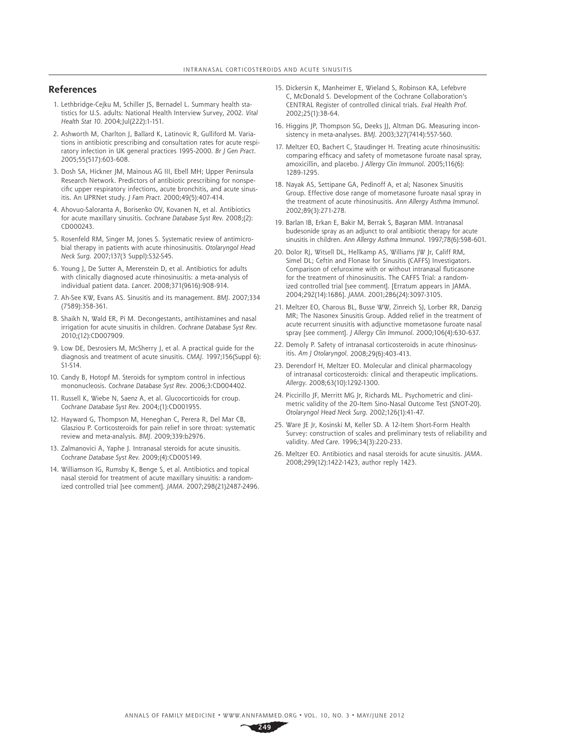## References

1. Lethbridge-Cejku M, Schiller JS, Bernadel L. Summary health statistics for U.S. adults: National Health Interview Survey, 2002. *Vital Health Stat 10*. 2004;Jul(222):1-151.
2. Ashworth M, Charlton J, Ballard K, Latinovic R, Gulliford M. Variations in antibiotic prescribing and consultation rates for acute respiratory infection in UK general practices 1995-2000. *Br J Gen Pract*. 2005;55(517):603-608.
3. Dosh SA, Hickner JM, Mainous AG III, Ebell MH; Upper Peninsula Research Network. Predictors of antibiotic prescribing for nonspecific upper respiratory infections, acute bronchitis, and acute sinusitis. An UPRNet study. *J Fam Pract*. 2000;49(5):407-414.
4. Ahovuo-Saloranta A, Borisenko OV, Kovanen N, et al. Antibiotics for acute maxillary sinusitis. *Cochrane Database Syst Rev*. 2008;(2):CD000243.
5. Rosenfeld RM, Singer M, Jones S. Systematic review of antimicrobial therapy in patients with acute rhinosinusitis. *Otolaryngol Head Neck Surg*. 2007;137(3 Suppl):S32-S45.
6. Young J, De Sutter A, Merenstein D, et al. Antibiotics for adults with clinically diagnosed acute rhinosinusitis: a meta-analysis of individual patient data. *Lancet*. 2008;371(9616):908-914.
7. Ah-See KW, Evans AS. Sinusitis and its management. *BMJ*. 2007;334(7589):358-361.
8. Shaikh N, Wald ER, Pi M. Decongestants, antihistamines and nasal irrigation for acute sinusitis in children. *Cochrane Database Syst Rev*. 2010;(12):CD007909.
9. Low DE, Desrosiers M, McSherry J, et al. A practical guide for the diagnosis and treatment of acute sinusitis. *CMAJ*. 1997;156(Suppl 6):S1-S14.
10. Candy B, Hotopf M. Steroids for symptom control in infectious mononucleosis. *Cochrane Database Syst Rev*. 2006;3:CD004402.
11. Russell K, Wiebe N, Saenz A, et al. Glucocorticoids for croup. *Cochrane Database Syst Rev*. 2004;(1):CD001955.
12. Hayward G, Thompson M, Heneghan C, Perera R, Del Mar CB, Glasziou P. Corticosteroids for pain relief in sore throat: systematic review and meta-analysis. *BMJ*. 2009;339:b2976.
13. Zalmanovici A, Yaphe J. Intranasal steroids for acute sinusitis. *Cochrane Database Syst Rev*. 2009;(4):CD005149.
14. Williamson IG, Rumsby K, Benge S, et al. Antibiotics and topical nasal steroid for treatment of acute maxillary sinusitis: a randomized controlled trial [see comment]. *JAMA*. 2007;298(21)2487-2496.
15. Dickersin K, Manheimer E, Wieland S, Robinson KA, Lefebvre C, McDonald S. Development of the Cochrane Collaboration's CENTRAL Register of controlled clinical trials. *Eval Health Prof*. 2002;25(1):38-64.
16. Higgins JP, Thompson SG, Deeks JJ, Altman DG. Measuring inconsistency in meta-analyses. *BMJ*. 2003;327(7414):557-560.
17. Meltzer EO, Bachert C, Staudinger H. Treating acute rhinosinusitis: comparing efficacy and safety of mometasone furoate nasal spray, amoxicillin, and placebo. *J Allergy Clin Immunol*. 2005;116(6):1289-1295.
18. Nayak AS, Settipane GA, Pedinoff A, et al; Nasonex Sinusitis Group. Effective dose range of mometasone furoate nasal spray in the treatment of acute rhinosinusitis. *Ann Allergy Asthma Immunol*. 2002;89(3):271-278.
19. Barlan IB, Erkan E, Bakir M, Berrak S, Başaran MM. Intranasal budesonide spray as an adjunct to oral antibiotic therapy for acute sinusitis in children. *Ann Allergy Asthma Immunol*. 1997;78(6):598-601.
20. Dolor RJ, Witsell DL, Hellkamp AS, Williams JW Jr, Califf RM, Simel DL; Ceftin and Flonase for Sinusitis (CAFFS) Investigators. Comparison of cefuroxime with or without intranasal fluticasone for the treatment of rhinosinusitis. The CAFFS Trial: a randomized controlled trial [see comment]. [Erratum appears in JAMA. 2004;292(14):1686]. *JAMA*. 2001;286(24):3097-3105.
21. Meltzer EO, Charous BL, Busse WW, Zinreich SJ, Lorber RR, Danzig MR; The Nasonex Sinusitis Group. Added relief in the treatment of acute recurrent sinusitis with adjunctive mometasone furoate nasal spray [see comment]. *J Allergy Clin Immunol*. 2000;106(4):630-637.
22. Demoly P. Safety of intranasal corticosteroids in acute rhinosinusitis. *Am J Otolaryngol*. 2008;29(6):403-413.
23. Derendorf H, Meltzer EO. Molecular and clinical pharmacology of intranasal corticosteroids: clinical and therapeutic implications. *Allergy*. 2008;63(10):1292-1300.
24. Piccirillo JF, Merritt MG Jr, Richards ML. Psychometric and clinimetric validity of the 20-Item Sino-Nasal Outcome Test (SNOT-20). *Otolaryngol Head Neck Surg*. 2002;126(1):41-47.
25. Ware JE Jr, Kosinski M, Keller SD. A 12-Item Short-Form Health Survey: construction of scales and preliminary tests of reliability and validity. *Med Care*. 1996;34(3):220-233.
26. Meltzer EO. Antibiotics and nasal steroids for acute sinusitis. *JAMA*. 2008;299(12):1422-1423, author reply 1423.